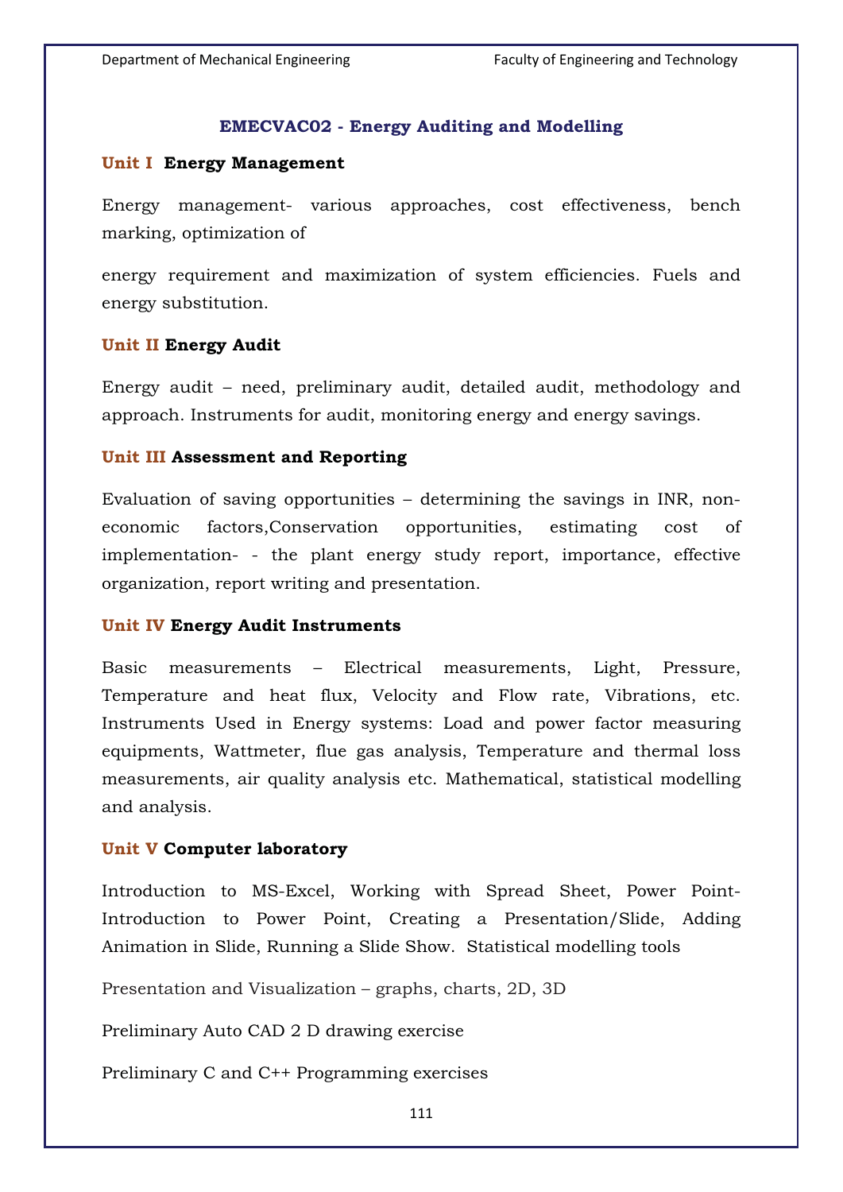## EMECVAC02 - Energy Auditing and Modelling

### Unit I Energy Management

Energy management- various approaches, cost effectiveness, bench marking, optimization of

energy requirement and maximization of system efficiencies. Fuels and energy substitution.

### Unit II Energy Audit

Energy audit – need, preliminary audit, detailed audit, methodology and approach. Instruments for audit, monitoring energy and energy savings.

### Unit III Assessment and Reporting

Evaluation of saving opportunities – determining the savings in INR, non-economic factors,Conservation opportunities, estimating cost of implementation- - the plant energy study report, importance, effective organization, report writing and presentation.

### Unit IV Energy Audit Instruments

Basic measurements – Electrical measurements, Light, Pressure, Temperature and heat flux, Velocity and Flow rate, Vibrations, etc. Instruments Used in Energy systems: Load and power factor measuring equipments, Wattmeter, flue gas analysis, Temperature and thermal loss measurements, air quality analysis etc. Mathematical, statistical modelling and analysis.

### Unit V Computer laboratory

Introduction to MS-Excel, Working with Spread Sheet, Power Point- Introduction to Power Point, Creating a Presentation/Slide, Adding Animation in Slide, Running a Slide Show. Statistical modelling tools

Presentation and Visualization – graphs, charts, 2D, 3D

Preliminary Auto CAD 2 D drawing exercise

Preliminary C and C++ Programming exercises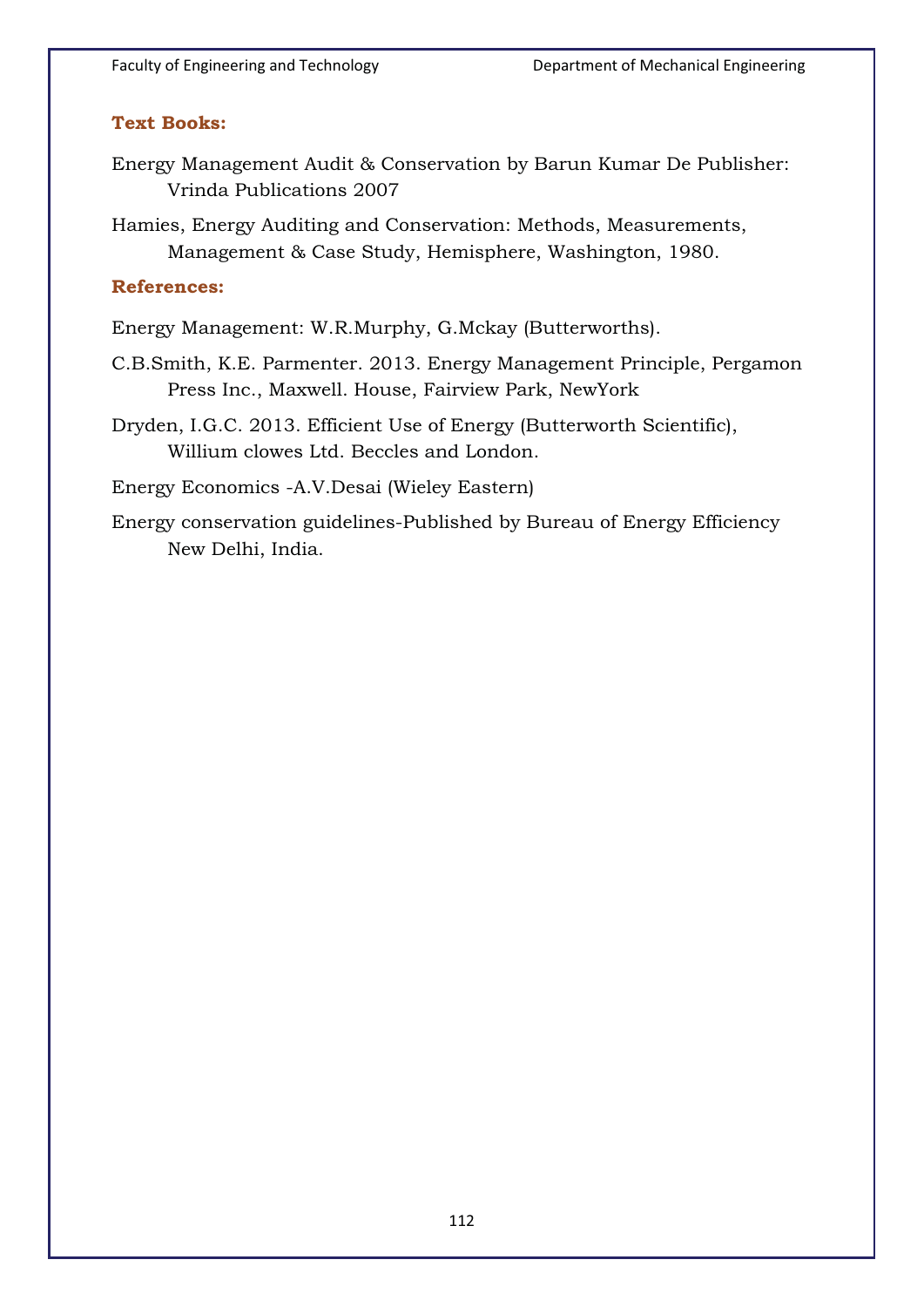**Text Books:**

Energy Management Audit & Conservation by Barun Kumar De Publisher: Vrinda Publications 2007

Hamies, Energy Auditing and Conservation: Methods, Measurements, Management & Case Study, Hemisphere, Washington, 1980.

**References:**

Energy Management: W.R.Murphy, G.Mckay (Butterworths).

C.B.Smith, K.E. Parmenter. 2013. Energy Management Principle, Pergamon Press Inc., Maxwell. House, Fairview Park, NewYork

Dryden, I.G.C. 2013. Efficient Use of Energy (Butterworth Scientific), Willium clowes Ltd. Beccles and London.

Energy Economics -A.V.Desai (Wieley Eastern)

Energy conservation guidelines-Published by Bureau of Energy Efficiency New Delhi, India.